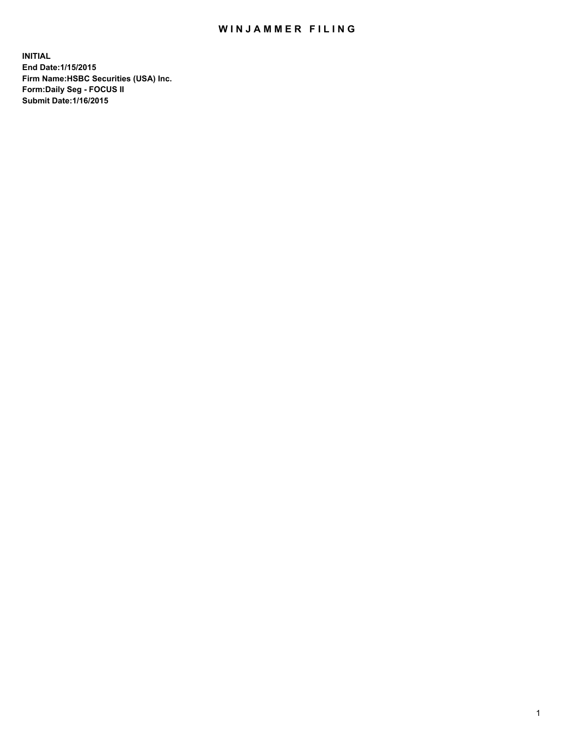# WINJAMMER FILING

**INITIAL**
**End Date:1/15/2015**
**Firm Name:HSBC Securities (USA) Inc.**
**Form:Daily Seg - FOCUS II**
**Submit Date:1/16/2015**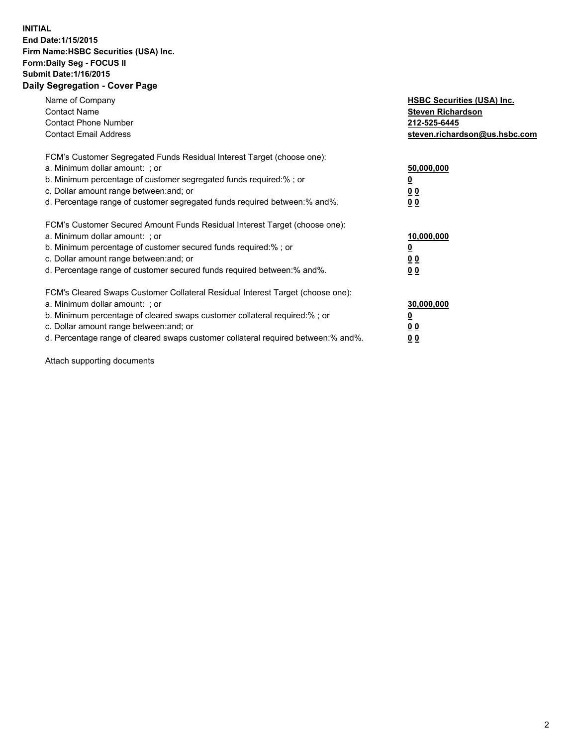**INITIAL**
**End Date:1/15/2015**
**Firm Name:HSBC Securities (USA) Inc.**
**Form:Daily Seg - FOCUS II**
**Submit Date:1/16/2015**

## Daily Segregation - Cover Page

| | |
|---|---|
| Name of Company | **HSBC Securities (USA) Inc.** |
| Contact Name | **Steven Richardson** |
| Contact Phone Number | **212-525-6445** |
| Contact Email Address | **steven.richardson@us.hsbc.com** |

FCM's Customer Segregated Funds Residual Interest Target (choose one):

| | |
|---|---|
| a. Minimum dollar amount: ; or | **50,000,000** |
| b. Minimum percentage of customer segregated funds required:% ; or | **0** |
| c. Dollar amount range between:and; or | **0 0** |
| d. Percentage range of customer segregated funds required between:% and%. | **0 0** |

FCM's Customer Secured Amount Funds Residual Interest Target (choose one):

| | |
|---|---|
| a. Minimum dollar amount: ; or | **10,000,000** |
| b. Minimum percentage of customer secured funds required:% ; or | **0** |
| c. Dollar amount range between:and; or | **0 0** |
| d. Percentage range of customer secured funds required between:% and%. | **0 0** |

FCM's Cleared Swaps Customer Collateral Residual Interest Target (choose one):

| | |
|---|---|
| a. Minimum dollar amount: ; or | **30,000,000** |
| b. Minimum percentage of cleared swaps customer collateral required:% ; or | **0** |
| c. Dollar amount range between:and; or | **0 0** |
| d. Percentage range of cleared swaps customer collateral required between:% and%. | **0 0** |

Attach supporting documents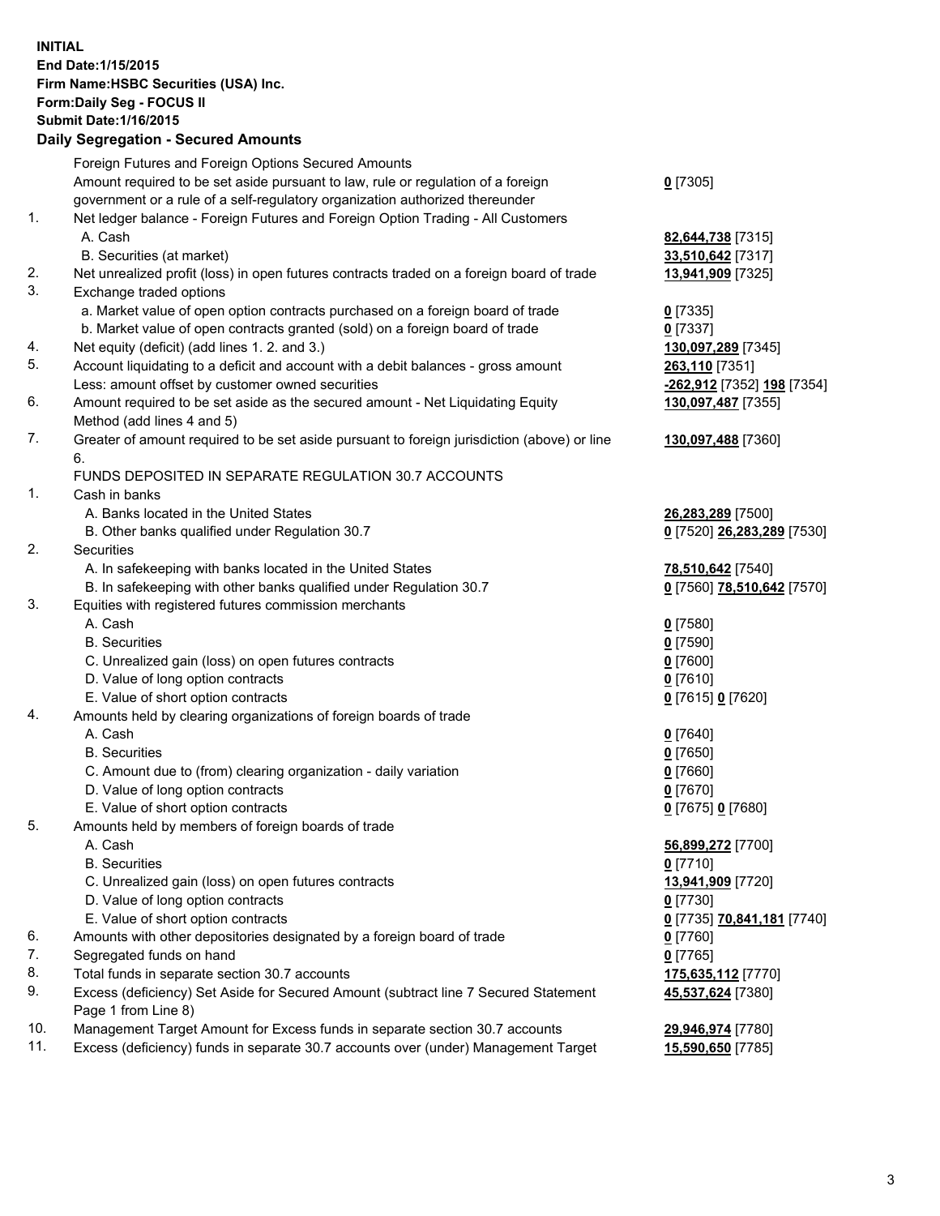**INITIAL**
**End Date:1/15/2015**
**Firm Name:HSBC Securities (USA) Inc.**
**Form:Daily Seg - FOCUS II**
**Submit Date:1/16/2015**

**Daily Segregation - Secured Amounts**

| | | |
|---|---|---|
| | Foreign Futures and Foreign Options Secured Amounts | |
| | Amount required to be set aside pursuant to law, rule or regulation of a foreign government or a rule of a self-regulatory organization authorized thereunder | **0** [7305] |
| 1. | Net ledger balance - Foreign Futures and Foreign Option Trading - All Customers | |
| | A. Cash | **82,644,738** [7315] |
| | B. Securities (at market) | **33,510,642** [7317] |
| 2. | Net unrealized profit (loss) in open futures contracts traded on a foreign board of trade | **13,941,909** [7325] |
| 3. | Exchange traded options | |
| | a. Market value of open option contracts purchased on a foreign board of trade | **0** [7335] |
| | b. Market value of open contracts granted (sold) on a foreign board of trade | **0** [7337] |
| 4. | Net equity (deficit) (add lines 1. 2. and 3.) | **130,097,289** [7345] |
| 5. | Account liquidating to a deficit and account with a debit balances - gross amount | **263,110** [7351] |
| | Less: amount offset by customer owned securities | **-262,912** [7352] **198** [7354] |
| 6. | Amount required to be set aside as the secured amount - Net Liquidating Equity Method (add lines 4 and 5) | **130,097,487** [7355] |
| 7. | Greater of amount required to be set aside pursuant to foreign jurisdiction (above) or line 6. | **130,097,488** [7360] |
| | FUNDS DEPOSITED IN SEPARATE REGULATION 30.7 ACCOUNTS | |
| 1. | Cash in banks | |
| | A. Banks located in the United States | **26,283,289** [7500] |
| | B. Other banks qualified under Regulation 30.7 | **0** [7520] **26,283,289** [7530] |
| 2. | Securities | |
| | A. In safekeeping with banks located in the United States | **78,510,642** [7540] |
| | B. In safekeeping with other banks qualified under Regulation 30.7 | **0** [7560] **78,510,642** [7570] |
| 3. | Equities with registered futures commission merchants | |
| | A. Cash | **0** [7580] |
| | B. Securities | **0** [7590] |
| | C. Unrealized gain (loss) on open futures contracts | **0** [7600] |
| | D. Value of long option contracts | **0** [7610] |
| | E. Value of short option contracts | **0** [7615] **0** [7620] |
| 4. | Amounts held by clearing organizations of foreign boards of trade | |
| | A. Cash | **0** [7640] |
| | B. Securities | **0** [7650] |
| | C. Amount due to (from) clearing organization - daily variation | **0** [7660] |
| | D. Value of long option contracts | **0** [7670] |
| | E. Value of short option contracts | **0** [7675] **0** [7680] |
| 5. | Amounts held by members of foreign boards of trade | |
| | A. Cash | **56,899,272** [7700] |
| | B. Securities | **0** [7710] |
| | C. Unrealized gain (loss) on open futures contracts | **13,941,909** [7720] |
| | D. Value of long option contracts | **0** [7730] |
| | E. Value of short option contracts | **0** [7735] **70,841,181** [7740] |
| 6. | Amounts with other depositories designated by a foreign board of trade | **0** [7760] |
| 7. | Segregated funds on hand | **0** [7765] |
| 8. | Total funds in separate section 30.7 accounts | **175,635,112** [7770] |
| 9. | Excess (deficiency) Set Aside for Secured Amount (subtract line 7 Secured Statement Page 1 from Line 8) | **45,537,624** [7380] |
| 10. | Management Target Amount for Excess funds in separate section 30.7 accounts | **29,946,974** [7780] |
| 11. | Excess (deficiency) funds in separate 30.7 accounts over (under) Management Target | **15,590,650** [7785] |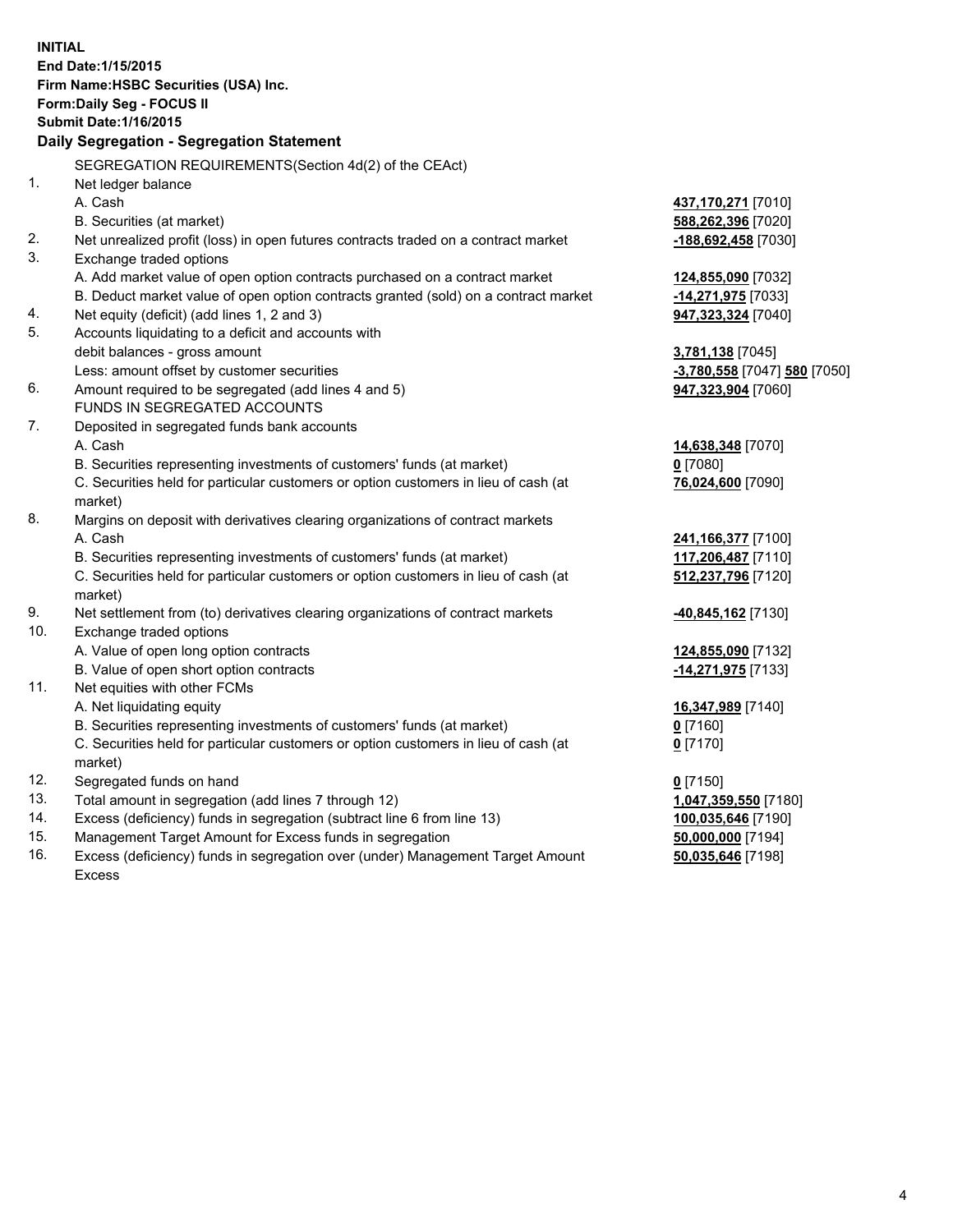**INITIAL**
**End Date:1/15/2015**
**Firm Name:HSBC Securities (USA) Inc.**
**Form:Daily Seg - FOCUS II**
**Submit Date:1/16/2015**

## Daily Segregation - Segregation Statement

| | | |
|---|---|---|
| | SEGREGATION REQUIREMENTS(Section 4d(2) of the CEAct) | |
| 1. | Net ledger balance | |
| | A. Cash | **437,170,271** [7010] |
| | B. Securities (at market) | **588,262,396** [7020] |
| 2. | Net unrealized profit (loss) in open futures contracts traded on a contract market | **-188,692,458** [7030] |
| 3. | Exchange traded options | |
| | A. Add market value of open option contracts purchased on a contract market | **124,855,090** [7032] |
| | B. Deduct market value of open option contracts granted (sold) on a contract market | **-14,271,975** [7033] |
| 4. | Net equity (deficit) (add lines 1, 2 and 3) | **947,323,324** [7040] |
| 5. | Accounts liquidating to a deficit and accounts with | |
| | debit balances - gross amount | **3,781,138** [7045] |
| | Less: amount offset by customer securities | **-3,780,558** [7047] **580** [7050] |
| 6. | Amount required to be segregated (add lines 4 and 5) | **947,323,904** [7060] |
| | FUNDS IN SEGREGATED ACCOUNTS | |
| 7. | Deposited in segregated funds bank accounts | |
| | A. Cash | **14,638,348** [7070] |
| | B. Securities representing investments of customers' funds (at market) | **0** [7080] |
| | C. Securities held for particular customers or option customers in lieu of cash (at market) | **76,024,600** [7090] |
| 8. | Margins on deposit with derivatives clearing organizations of contract markets | |
| | A. Cash | **241,166,377** [7100] |
| | B. Securities representing investments of customers' funds (at market) | **117,206,487** [7110] |
| | C. Securities held for particular customers or option customers in lieu of cash (at market) | **512,237,796** [7120] |
| 9. | Net settlement from (to) derivatives clearing organizations of contract markets | **-40,845,162** [7130] |
| 10. | Exchange traded options | |
| | A. Value of open long option contracts | **124,855,090** [7132] |
| | B. Value of open short option contracts | **-14,271,975** [7133] |
| 11. | Net equities with other FCMs | |
| | A. Net liquidating equity | **16,347,989** [7140] |
| | B. Securities representing investments of customers' funds (at market) | **0** [7160] |
| | C. Securities held for particular customers or option customers in lieu of cash (at market) | **0** [7170] |
| 12. | Segregated funds on hand | **0** [7150] |
| 13. | Total amount in segregation (add lines 7 through 12) | **1,047,359,550** [7180] |
| 14. | Excess (deficiency) funds in segregation (subtract line 6 from line 13) | **100,035,646** [7190] |
| 15. | Management Target Amount for Excess funds in segregation | **50,000,000** [7194] |
| 16. | Excess (deficiency) funds in segregation over (under) Management Target Amount Excess | **50,035,646** [7198] |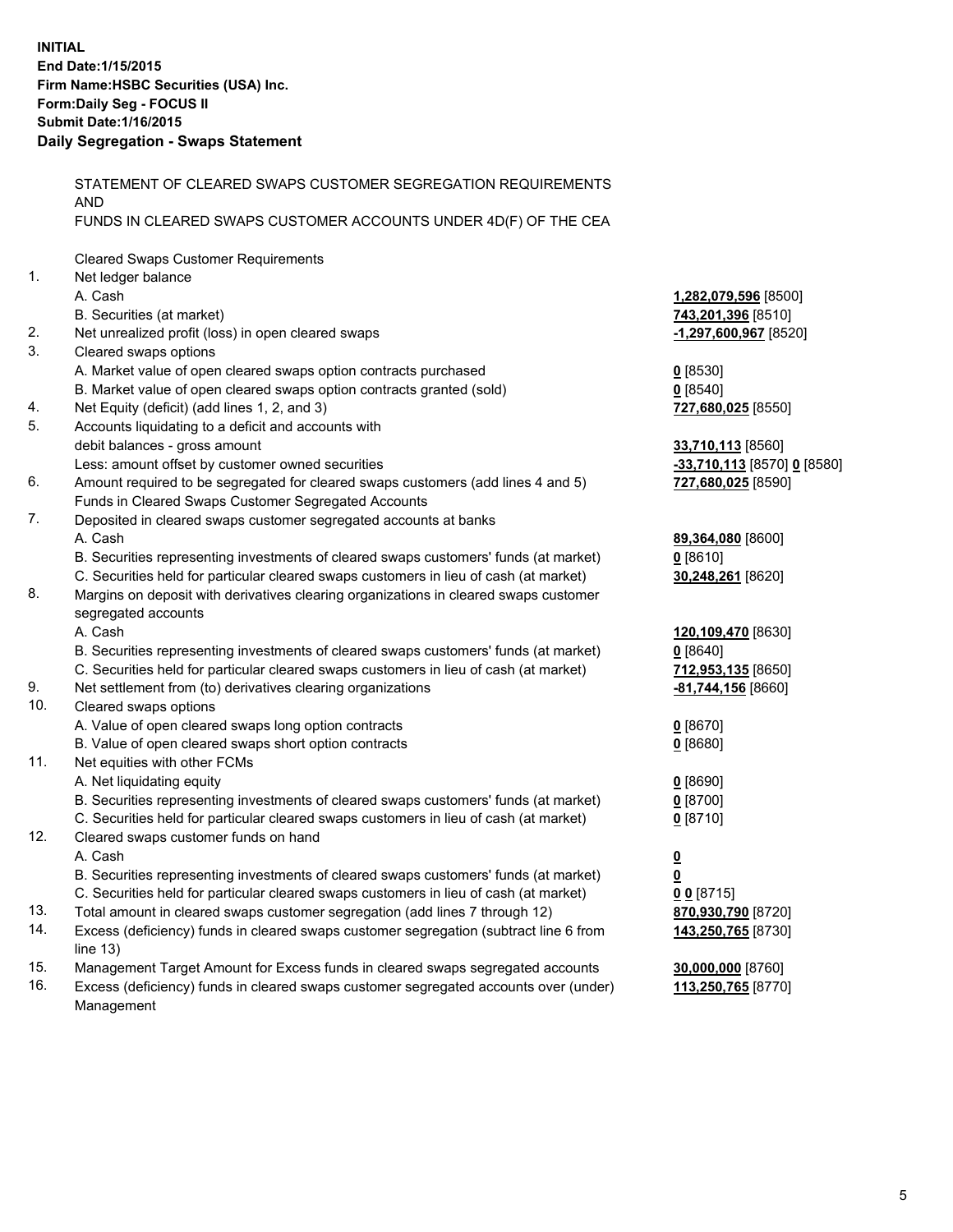**INITIAL**
**End Date:1/15/2015**
**Firm Name:HSBC Securities (USA) Inc.**
**Form:Daily Seg - FOCUS II**
**Submit Date:1/16/2015**
**Daily Segregation - Swaps Statement**

STATEMENT OF CLEARED SWAPS CUSTOMER SEGREGATION REQUIREMENTS AND FUNDS IN CLEARED SWAPS CUSTOMER ACCOUNTS UNDER 4D(F) OF THE CEA

| | | |
|---|---|---|
| | Cleared Swaps Customer Requirements | |
| 1. | Net ledger balance | |
| | A. Cash | **1,282,079,596** [8500] |
| | B. Securities (at market) | **743,201,396** [8510] |
| 2. | Net unrealized profit (loss) in open cleared swaps | **-1,297,600,967** [8520] |
| 3. | Cleared swaps options | |
| | A. Market value of open cleared swaps option contracts purchased | **0** [8530] |
| | B. Market value of open cleared swaps option contracts granted (sold) | **0** [8540] |
| 4. | Net Equity (deficit) (add lines 1, 2, and 3) | **727,680,025** [8550] |
| 5. | Accounts liquidating to a deficit and accounts with debit balances - gross amount | **33,710,113** [8560] |
| | Less: amount offset by customer owned securities | **-33,710,113** [8570] **0** [8580] |
| 6. | Amount required to be segregated for cleared swaps customers (add lines 4 and 5) | **727,680,025** [8590] |
| | Funds in Cleared Swaps Customer Segregated Accounts | |
| 7. | Deposited in cleared swaps customer segregated accounts at banks | |
| | A. Cash | **89,364,080** [8600] |
| | B. Securities representing investments of cleared swaps customers' funds (at market) | **0** [8610] |
| | C. Securities held for particular cleared swaps customers in lieu of cash (at market) | **30,248,261** [8620] |
| 8. | Margins on deposit with derivatives clearing organizations in cleared swaps customer segregated accounts | |
| | A. Cash | **120,109,470** [8630] |
| | B. Securities representing investments of cleared swaps customers' funds (at market) | **0** [8640] |
| | C. Securities held for particular cleared swaps customers in lieu of cash (at market) | **712,953,135** [8650] |
| 9. | Net settlement from (to) derivatives clearing organizations | **-81,744,156** [8660] |
| 10. | Cleared swaps options | |
| | A. Value of open cleared swaps long option contracts | **0** [8670] |
| | B. Value of open cleared swaps short option contracts | **0** [8680] |
| 11. | Net equities with other FCMs | |
| | A. Net liquidating equity | **0** [8690] |
| | B. Securities representing investments of cleared swaps customers' funds (at market) | **0** [8700] |
| | C. Securities held for particular cleared swaps customers in lieu of cash (at market) | **0** [8710] |
| 12. | Cleared swaps customer funds on hand | |
| | A. Cash | **0** |
| | B. Securities representing investments of cleared swaps customers' funds (at market) | **0** |
| | C. Securities held for particular cleared swaps customers in lieu of cash (at market) | **0** **0** [8715] |
| 13. | Total amount in cleared swaps customer segregation (add lines 7 through 12) | **870,930,790** [8720] |
| 14. | Excess (deficiency) funds in cleared swaps customer segregation (subtract line 6 from line 13) | **143,250,765** [8730] |
| 15. | Management Target Amount for Excess funds in cleared swaps segregated accounts | **30,000,000** [8760] |
| 16. | Excess (deficiency) funds in cleared swaps customer segregated accounts over (under) Management | **113,250,765** [8770] |